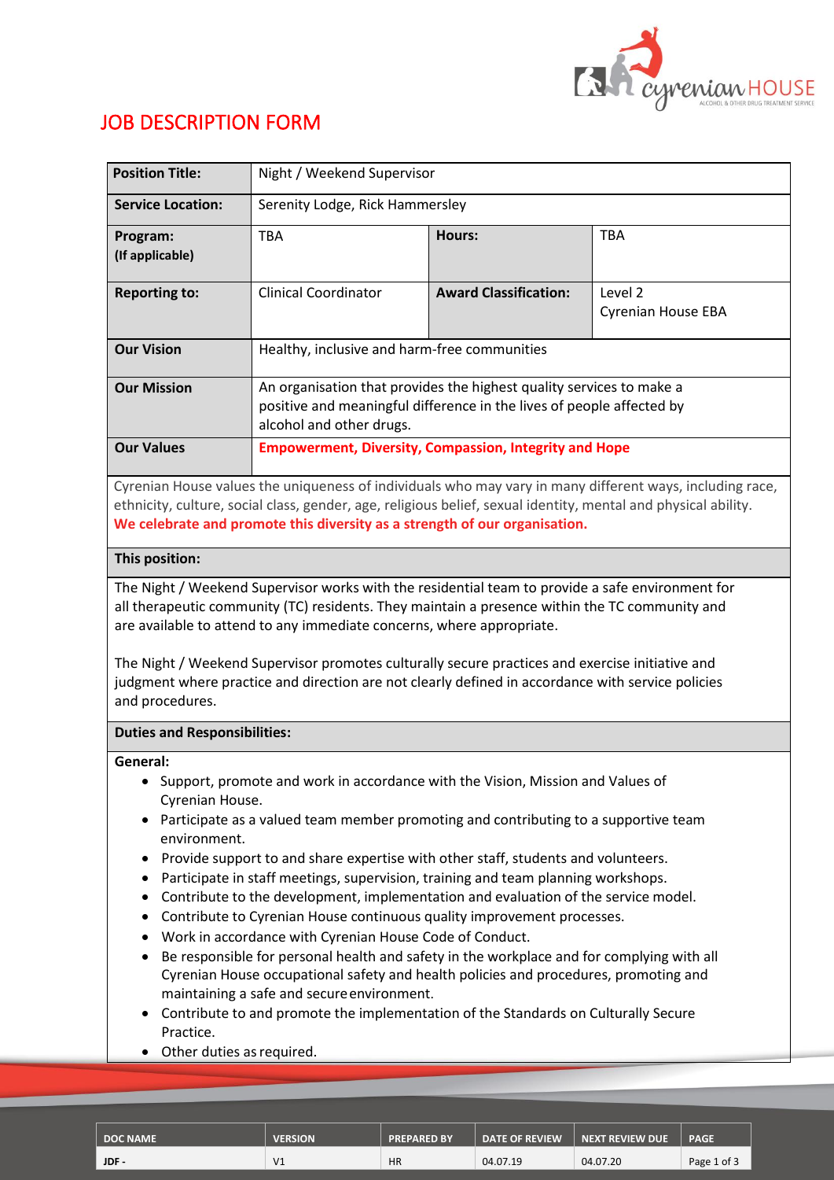# JOB DESCRIPTION FORM

| | | | |
|---|---|---|---|
| **Position Title:** | Night / Weekend Supervisor | | |
| **Service Location:** | Serenity Lodge, Rick Hammersley | | |
| **Program:** **(If applicable)** | TBA | **Hours:** | TBA |
| **Reporting to:** | Clinical Coordinator | **Award Classification:** | Level 2 Cyrenian House EBA |
| **Our Vision** | Healthy, inclusive and harm-free communities | | |
| **Our Mission** | An organisation that provides the highest quality services to make a positive and meaningful difference in the lives of people affected by alcohol and other drugs. | | |
| **Our Values** | **Empowerment, Diversity, Compassion, Integrity and Hope** | | |

Cyrenian House values the uniqueness of individuals who may vary in many different ways, including race, ethnicity, culture, social class, gender, age, religious belief, sexual identity, mental and physical ability. **We celebrate and promote this diversity as a strength of our organisation.**

### This position:

The Night / Weekend Supervisor works with the residential team to provide a safe environment for all therapeutic community (TC) residents. They maintain a presence within the TC community and are available to attend to any immediate concerns, where appropriate.

The Night / Weekend Supervisor promotes culturally secure practices and exercise initiative and judgment where practice and direction are not clearly defined in accordance with service policies and procedures.

### Duties and Responsibilities:

**General:**

- Support, promote and work in accordance with the Vision, Mission and Values of Cyrenian House.
- Participate as a valued team member promoting and contributing to a supportive team environment.
- Provide support to and share expertise with other staff, students and volunteers.
- Participate in staff meetings, supervision, training and team planning workshops.
- Contribute to the development, implementation and evaluation of the service model.
- Contribute to Cyrenian House continuous quality improvement processes.
- Work in accordance with Cyrenian House Code of Conduct.
- Be responsible for personal health and safety in the workplace and for complying with all Cyrenian House occupational safety and health policies and procedures, promoting and maintaining a safe and secure environment.
- Contribute to and promote the implementation of the Standards on Culturally Secure Practice.
- Other duties as required.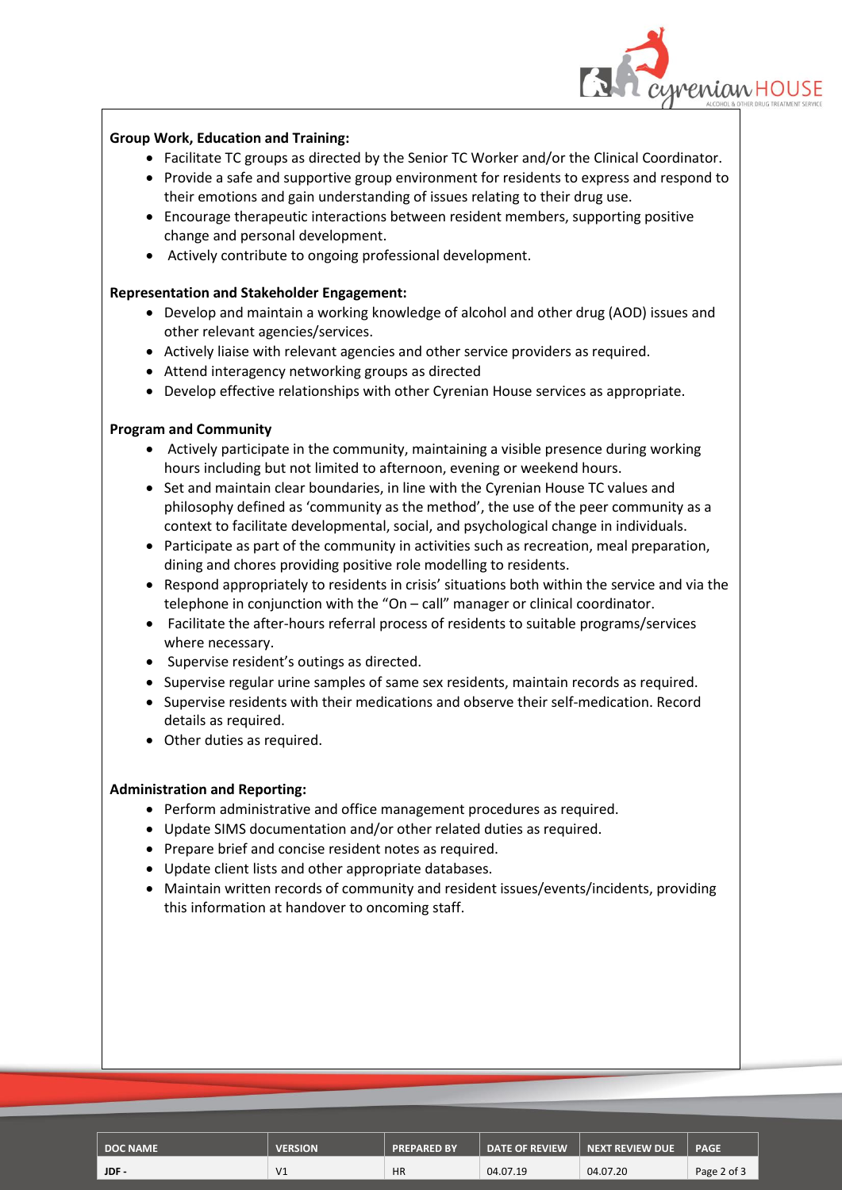**Group Work, Education and Training:**

- Facilitate TC groups as directed by the Senior TC Worker and/or the Clinical Coordinator.
- Provide a safe and supportive group environment for residents to express and respond to their emotions and gain understanding of issues relating to their drug use.
- Encourage therapeutic interactions between resident members, supporting positive change and personal development.
- Actively contribute to ongoing professional development.

**Representation and Stakeholder Engagement:**

- Develop and maintain a working knowledge of alcohol and other drug (AOD) issues and other relevant agencies/services.
- Actively liaise with relevant agencies and other service providers as required.
- Attend interagency networking groups as directed
- Develop effective relationships with other Cyrenian House services as appropriate.

**Program and Community**

- Actively participate in the community, maintaining a visible presence during working hours including but not limited to afternoon, evening or weekend hours.
- Set and maintain clear boundaries, in line with the Cyrenian House TC values and philosophy defined as 'community as the method', the use of the peer community as a context to facilitate developmental, social, and psychological change in individuals.
- Participate as part of the community in activities such as recreation, meal preparation, dining and chores providing positive role modelling to residents.
- Respond appropriately to residents in crisis' situations both within the service and via the telephone in conjunction with the "On – call" manager or clinical coordinator.
- Facilitate the after-hours referral process of residents to suitable programs/services where necessary.
- Supervise resident's outings as directed.
- Supervise regular urine samples of same sex residents, maintain records as required.
- Supervise residents with their medications and observe their self-medication. Record details as required.
- Other duties as required.

**Administration and Reporting:**

- Perform administrative and office management procedures as required.
- Update SIMS documentation and/or other related duties as required.
- Prepare brief and concise resident notes as required.
- Update client lists and other appropriate databases.
- Maintain written records of community and resident issues/events/incidents, providing this information at handover to oncoming staff.

| DOC NAME | VERSION | PREPARED BY | DATE OF REVIEW | NEXT REVIEW DUE | PAGE |
| --- | --- | --- | --- | --- | --- |
| JDF - | V1 | HR | 04.07.19 | 04.07.20 | Page 2 of 3 |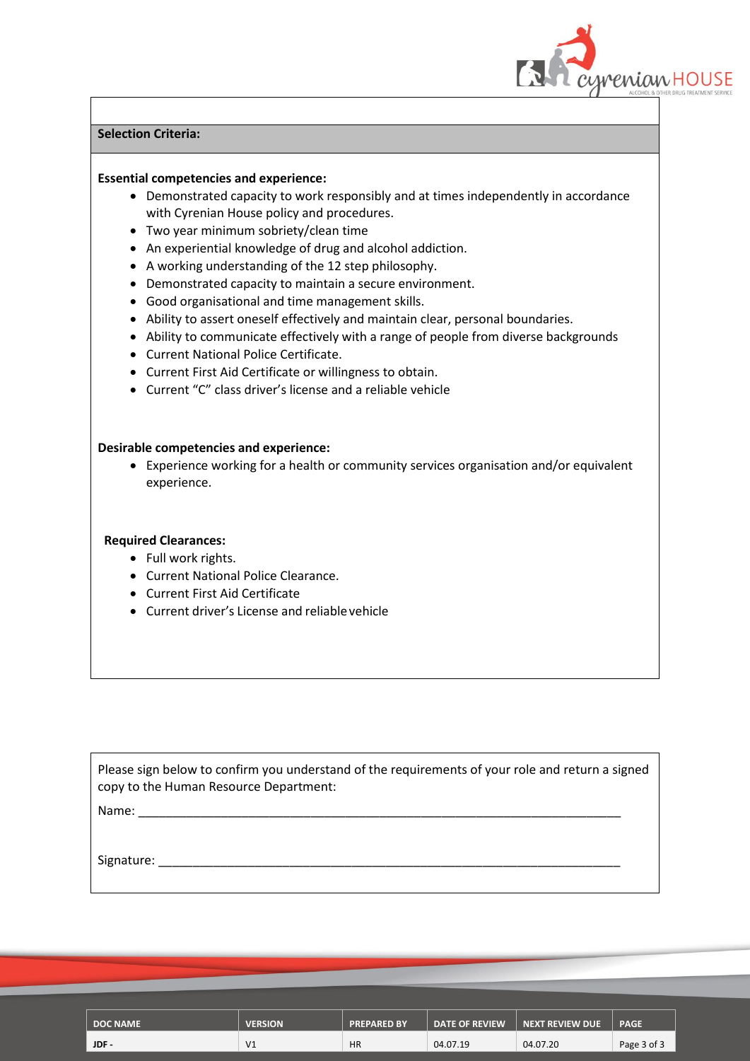**Selection Criteria:**

**Essential competencies and experience:**

- Demonstrated capacity to work responsibly and at times independently in accordance with Cyrenian House policy and procedures.
- Two year minimum sobriety/clean time
- An experiential knowledge of drug and alcohol addiction.
- A working understanding of the 12 step philosophy.
- Demonstrated capacity to maintain a secure environment.
- Good organisational and time management skills.
- Ability to assert oneself effectively and maintain clear, personal boundaries.
- Ability to communicate effectively with a range of people from diverse backgrounds
- Current National Police Certificate.
- Current First Aid Certificate or willingness to obtain.
- Current "C" class driver's license and a reliable vehicle

**Desirable competencies and experience:**

- Experience working for a health or community services organisation and/or equivalent experience.

**Required Clearances:**

- Full work rights.
- Current National Police Clearance.
- Current First Aid Certificate
- Current driver's License and reliable vehicle

Please sign below to confirm you understand of the requirements of your role and return a signed copy to the Human Resource Department:

Name: ______________________________________________________________________

Signature: ___________________________________________________________________

| DOC NAME | VERSION | PREPARED BY | DATE OF REVIEW | NEXT REVIEW DUE | PAGE |
|---|---|---|---|---|---|
| JDF - | V1 | HR | 04.07.19 | 04.07.20 | Page 3 of 3 |